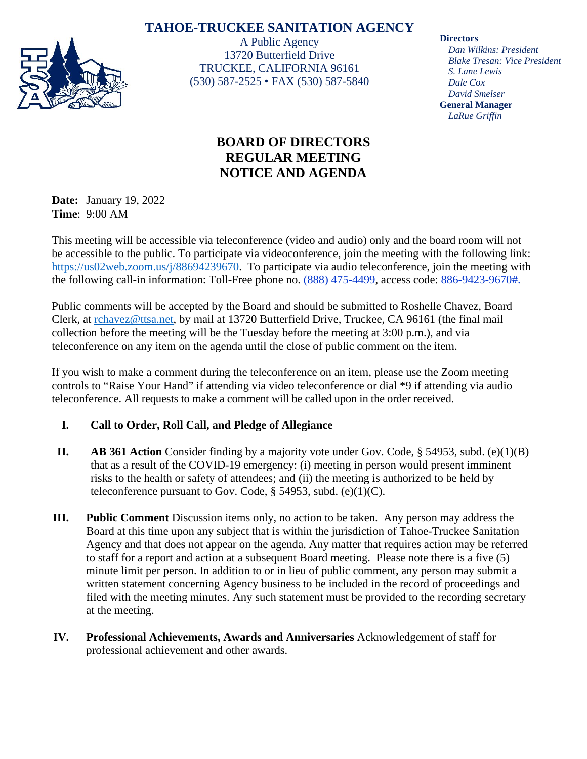# TAHOE-TRUCKEE SANITATION AGENCY

A Public Agency
13720 Butterfield Drive
TRUCKEE, CALIFORNIA 96161
(530) 587-2525 • FAX (530) 587-5840

**Directors**
*Dan Wilkins: President*
*Blake Tresan: Vice President*
*S. Lane Lewis*
*Dale Cox*
*David Smelser*
**General Manager**
*LaRue Griffin*

## BOARD OF DIRECTORS REGULAR MEETING NOTICE AND AGENDA

**Date:** January 19, 2022
**Time**: 9:00 AM

This meeting will be accessible via teleconference (video and audio) only and the board room will not be accessible to the public. To participate via videoconference, join the meeting with the following link: https://us02web.zoom.us/j/88694239670. To participate via audio teleconference, join the meeting with the following call-in information: Toll-Free phone no. (888) 475-4499, access code: 886-9423-9670#.

Public comments will be accepted by the Board and should be submitted to Roshelle Chavez, Board Clerk, at rchavez@ttsa.net, by mail at 13720 Butterfield Drive, Truckee, CA 96161 (the final mail collection before the meeting will be the Tuesday before the meeting at 3:00 p.m.), and via teleconference on any item on the agenda until the close of public comment on the item.

If you wish to make a comment during the teleconference on an item, please use the Zoom meeting controls to "Raise Your Hand" if attending via video teleconference or dial *9 if attending via audio teleconference. All requests to make a comment will be called upon in the order received.

I. **Call to Order, Roll Call, and Pledge of Allegiance**

II. **AB 361 Action** Consider finding by a majority vote under Gov. Code, § 54953, subd. (e)(1)(B) that as a result of the COVID-19 emergency: (i) meeting in person would present imminent risks to the health or safety of attendees; and (ii) the meeting is authorized to be held by teleconference pursuant to Gov. Code, § 54953, subd. (e)(1)(C).

III. **Public Comment** Discussion items only, no action to be taken. Any person may address the Board at this time upon any subject that is within the jurisdiction of Tahoe-Truckee Sanitation Agency and that does not appear on the agenda. Any matter that requires action may be referred to staff for a report and action at a subsequent Board meeting. Please note there is a five (5) minute limit per person. In addition to or in lieu of public comment, any person may submit a written statement concerning Agency business to be included in the record of proceedings and filed with the meeting minutes. Any such statement must be provided to the recording secretary at the meeting.

IV. **Professional Achievements, Awards and Anniversaries** Acknowledgement of staff for professional achievement and other awards.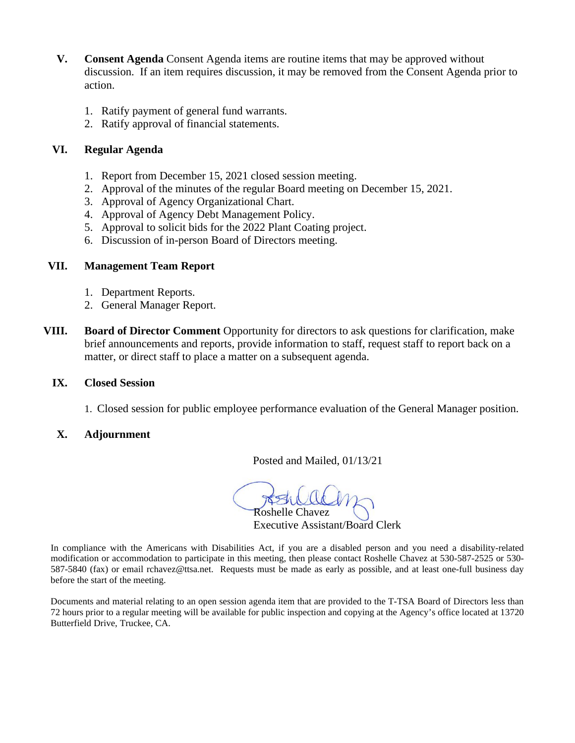**V. Consent Agenda** Consent Agenda items are routine items that may be approved without discussion. If an item requires discussion, it may be removed from the Consent Agenda prior to action.

1. Ratify payment of general fund warrants.
2. Ratify approval of financial statements.

**VI. Regular Agenda**

1. Report from December 15, 2021 closed session meeting.
2. Approval of the minutes of the regular Board meeting on December 15, 2021.
3. Approval of Agency Organizational Chart.
4. Approval of Agency Debt Management Policy.
5. Approval to solicit bids for the 2022 Plant Coating project.
6. Discussion of in-person Board of Directors meeting.

**VII. Management Team Report**

1. Department Reports.
2. General Manager Report.

**VIII. Board of Director Comment** Opportunity for directors to ask questions for clarification, make brief announcements and reports, provide information to staff, request staff to report back on a matter, or direct staff to place a matter on a subsequent agenda.

**IX. Closed Session**

1. Closed session for public employee performance evaluation of the General Manager position.

**X. Adjournment**

Posted and Mailed, 01/13/21

Roshelle Chavez
Executive Assistant/Board Clerk

In compliance with the Americans with Disabilities Act, if you are a disabled person and you need a disability-related modification or accommodation to participate in this meeting, then please contact Roshelle Chavez at 530-587-2525 or 530-587-5840 (fax) or email rchavez@ttsa.net. Requests must be made as early as possible, and at least one-full business day before the start of the meeting.

Documents and material relating to an open session agenda item that are provided to the T-TSA Board of Directors less than 72 hours prior to a regular meeting will be available for public inspection and copying at the Agency's office located at 13720 Butterfield Drive, Truckee, CA.